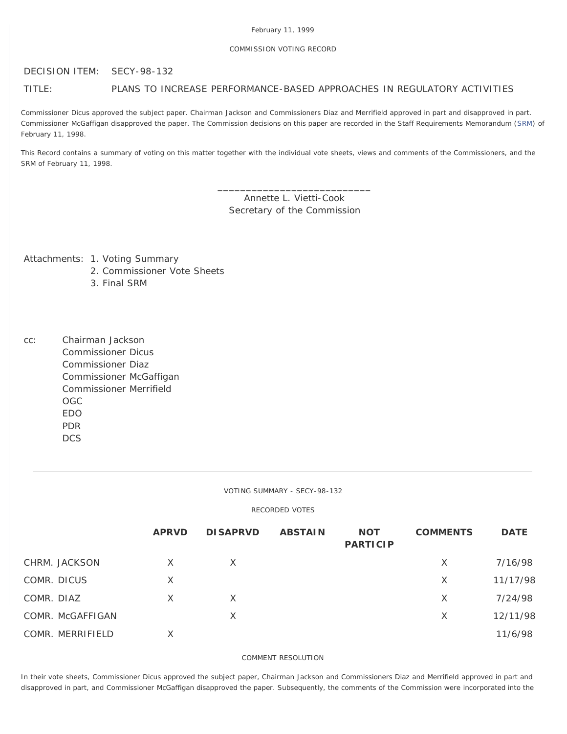February 11, 1999

COMMISSION VOTING RECORD

DECISION ITEM: SECY-98-132

TITLE: PLANS TO INCREASE PERFORMANCE-BASED APPROACHES IN REGULATORY ACTIVITIES

Commissioner Dicus approved the subject paper. Chairman Jackson and Commissioners Diaz and Merrifield approved in part and disapproved in part. Commissioner McGaffigan disapproved the paper. The Commission decisions on this paper are recorded in the Staff Requirements Memorandum (SRM) of February 11, 1998.

This Record contains a summary of voting on this matter together with the individual vote sheets, views and comments of the Commissioners, and the SRM of February 11, 1998.

\_\_\_\_\_\_\_\_\_\_\_\_\_\_\_\_\_\_\_\_\_\_\_\_\_\_\_\_
Annette L. Vietti-Cook
Secretary of the Commission

Attachments:
1. Voting Summary
2. Commissioner Vote Sheets
3. Final SRM

cc: Chairman Jackson
Commissioner Dicus
Commissioner Diaz
Commissioner McGaffigan
Commissioner Merrifield
OGC
EDO
PDR
DCS

---

VOTING SUMMARY - SECY-98-132

RECORDED VOTES

| | APRVD | DISAPRVD | ABSTAIN | NOT PARTICIP | COMMENTS | DATE |
|---|---|---|---|---|---|---|
| CHRM. JACKSON | X | X | | | X | 7/16/98 |
| COMR. DICUS | X | | | | X | 11/17/98 |
| COMR. DIAZ | X | X | | | X | 7/24/98 |
| COMR. McGAFFIGAN | | X | | | X | 12/11/98 |
| COMR. MERRIFIELD | X | | | | | 11/6/98 |

COMMENT RESOLUTION

In their vote sheets, Commissioner Dicus approved the subject paper, Chairman Jackson and Commissioners Diaz and Merrifield approved in part and disapproved in part, and Commissioner McGaffigan disapproved the paper. Subsequently, the comments of the Commission were incorporated into the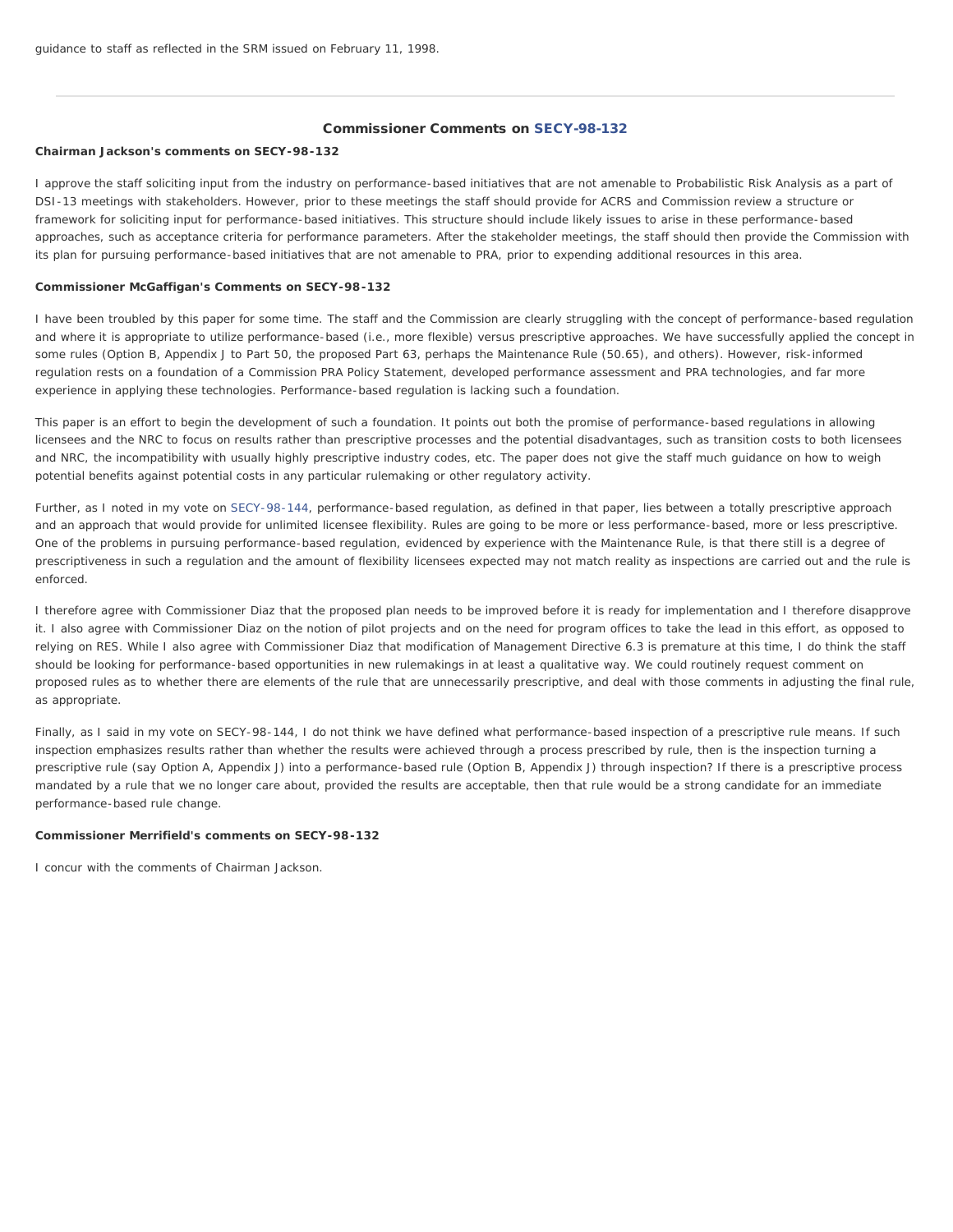guidance to staff as reflected in the SRM issued on February 11, 1998.

---

## Commissioner Comments on SECY-98-132

**Chairman Jackson's comments on SECY-98-132**

I approve the staff soliciting input from the industry on performance-based initiatives that are not amenable to Probabilistic Risk Analysis as a part of DSI-13 meetings with stakeholders. However, prior to these meetings the staff should provide for ACRS and Commission review a structure or framework for soliciting input for performance-based initiatives. This structure should include likely issues to arise in these performance-based approaches, such as acceptance criteria for performance parameters. After the stakeholder meetings, the staff should then provide the Commission with its plan for pursuing performance-based initiatives that are not amenable to PRA, prior to expending additional resources in this area.

**Commissioner McGaffigan's Comments on SECY-98-132**

I have been troubled by this paper for some time. The staff and the Commission are clearly struggling with the concept of performance-based regulation and where it is appropriate to utilize performance-based (i.e., more flexible) versus prescriptive approaches. We have successfully applied the concept in some rules (Option B, Appendix J to Part 50, the proposed Part 63, perhaps the Maintenance Rule (50.65), and others). However, risk-informed regulation rests on a foundation of a Commission PRA Policy Statement, developed performance assessment and PRA technologies, and far more experience in applying these technologies. Performance-based regulation is lacking such a foundation.

This paper is an effort to begin the development of such a foundation. It points out both the promise of performance-based regulations in allowing licensees and the NRC to focus on results rather than prescriptive processes and the potential disadvantages, such as transition costs to both licensees and NRC, the incompatibility with usually highly prescriptive industry codes, etc. The paper does not give the staff much guidance on how to weigh potential benefits against potential costs in any particular rulemaking or other regulatory activity.

Further, as I noted in my vote on SECY-98-144, performance-based regulation, as defined in that paper, lies between a totally prescriptive approach and an approach that would provide for unlimited licensee flexibility. Rules are going to be more or less performance-based, more or less prescriptive. One of the problems in pursuing performance-based regulation, evidenced by experience with the Maintenance Rule, is that there still is a degree of prescriptiveness in such a regulation and the amount of flexibility licensees expected may not match reality as inspections are carried out and the rule is enforced.

I therefore agree with Commissioner Diaz that the proposed plan needs to be improved before it is ready for implementation and I therefore disapprove it. I also agree with Commissioner Diaz on the notion of pilot projects and on the need for program offices to take the lead in this effort, as opposed to relying on RES. While I also agree with Commissioner Diaz that modification of Management Directive 6.3 is premature at this time, I do think the staff should be looking for performance-based opportunities in new rulemakings in at least a qualitative way. We could routinely request comment on proposed rules as to whether there are elements of the rule that are unnecessarily prescriptive, and deal with those comments in adjusting the final rule, as appropriate.

Finally, as I said in my vote on SECY-98-144, I do not think we have defined what performance-based inspection of a prescriptive rule means. If such inspection emphasizes results rather than whether the results were achieved through a process prescribed by rule, then is the inspection turning a prescriptive rule (say Option A, Appendix J) into a performance-based rule (Option B, Appendix J) through inspection? If there is a prescriptive process mandated by a rule that we no longer care about, provided the results are acceptable, then that rule would be a strong candidate for an immediate performance-based rule change.

**Commissioner Merrifield's comments on SECY-98-132**

I concur with the comments of Chairman Jackson.